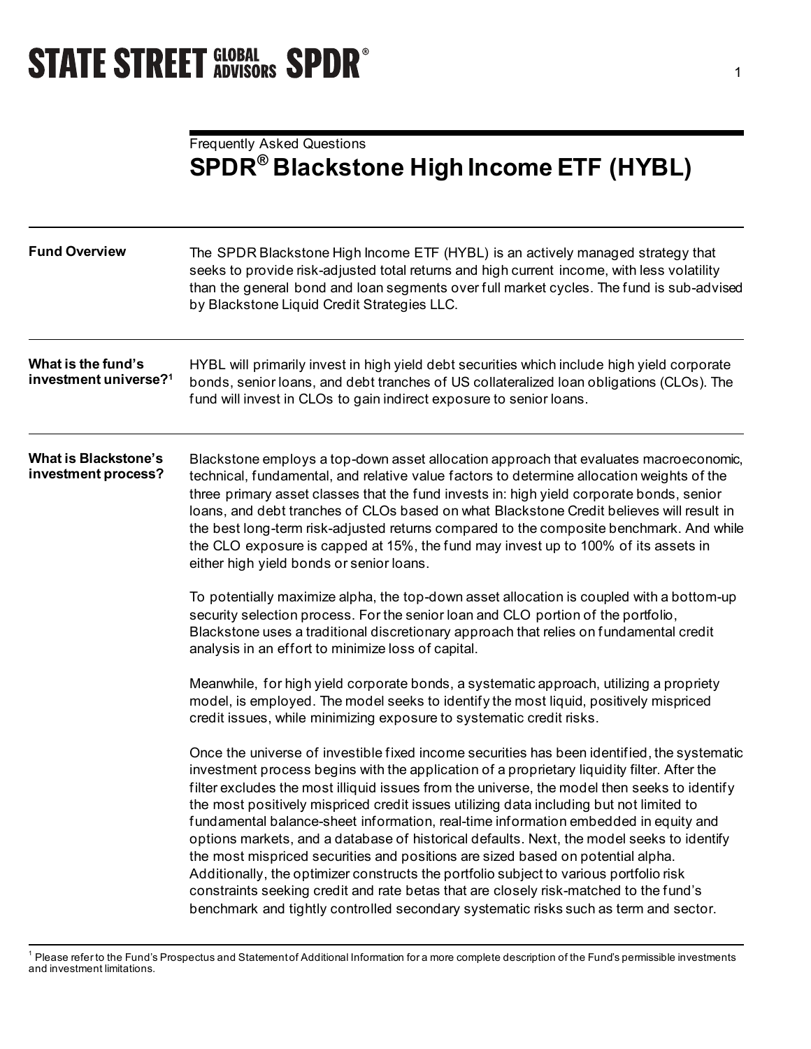Frequently Asked Questions

# SPDR® Blackstone High Income ETF (HYBL)

**Fund Overview**

The SPDR Blackstone High Income ETF (HYBL) is an actively managed strategy that seeks to provide risk-adjusted total returns and high current income, with less volatility than the general bond and loan segments over full market cycles. The fund is sub-advised by Blackstone Liquid Credit Strategies LLC.

**What is the fund's investment universe?[1]**

HYBL will primarily invest in high yield debt securities which include high yield corporate bonds, senior loans, and debt tranches of US collateralized loan obligations (CLOs). The fund will invest in CLOs to gain indirect exposure to senior loans.

**What is Blackstone's investment process?**

Blackstone employs a top-down asset allocation approach that evaluates macroeconomic, technical, fundamental, and relative value factors to determine allocation weights of the three primary asset classes that the fund invests in: high yield corporate bonds, senior loans, and debt tranches of CLOs based on what Blackstone Credit believes will result in the best long-term risk-adjusted returns compared to the composite benchmark. And while the CLO exposure is capped at 15%, the fund may invest up to 100% of its assets in either high yield bonds or senior loans.

To potentially maximize alpha, the top-down asset allocation is coupled with a bottom-up security selection process. For the senior loan and CLO portion of the portfolio, Blackstone uses a traditional discretionary approach that relies on fundamental credit analysis in an effort to minimize loss of capital.

Meanwhile, for high yield corporate bonds, a systematic approach, utilizing a propriety model, is employed. The model seeks to identify the most liquid, positively mispriced credit issues, while minimizing exposure to systematic credit risks.

Once the universe of investible fixed income securities has been identified, the systematic investment process begins with the application of a proprietary liquidity filter. After the filter excludes the most illiquid issues from the universe, the model then seeks to identify the most positively mispriced credit issues utilizing data including but not limited to fundamental balance-sheet information, real-time information embedded in equity and options markets, and a database of historical defaults. Next, the model seeks to identify the most mispriced securities and positions are sized based on potential alpha. Additionally, the optimizer constructs the portfolio subject to various portfolio risk constraints seeking credit and rate betas that are closely risk-matched to the fund's benchmark and tightly controlled secondary systematic risks such as term and sector.

[1] Please refer to the Fund's Prospectus and Statement of Additional Information for a more complete description of the Fund's permissible investments and investment limitations.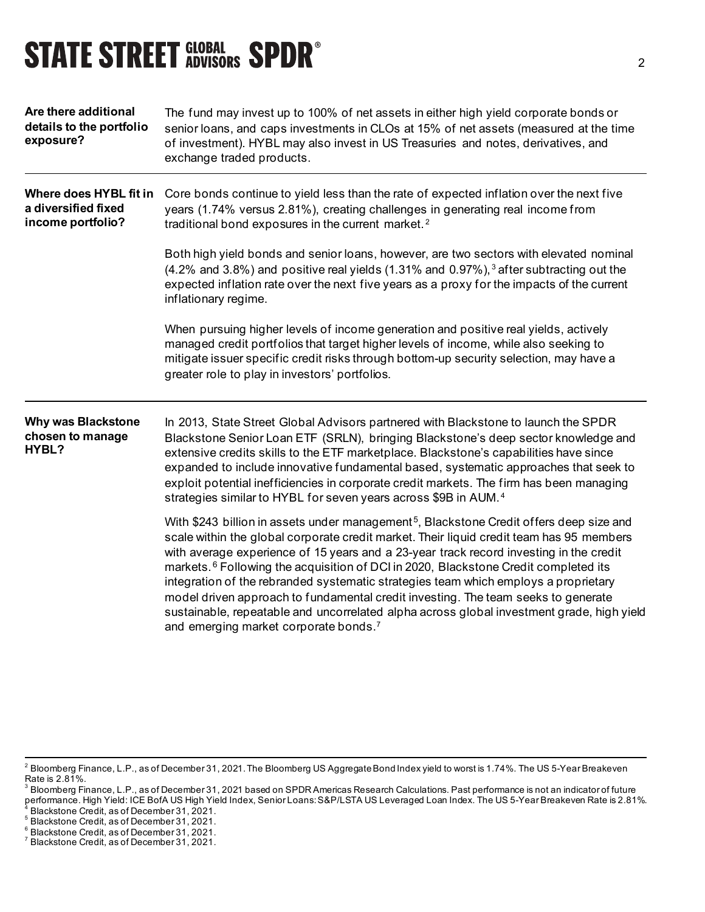**Are there additional details to the portfolio exposure?**

The fund may invest up to 100% of net assets in either high yield corporate bonds or senior loans, and caps investments in CLOs at 15% of net assets (measured at the time of investment). HYBL may also invest in US Treasuries and notes, derivatives, and exchange traded products.

---

**Where does HYBL fit in a diversified fixed income portfolio?**

Core bonds continue to yield less than the rate of expected inflation over the next five years (1.74% versus 2.81%), creating challenges in generating real income from traditional bond exposures in the current market.[2]

Both high yield bonds and senior loans, however, are two sectors with elevated nominal (4.2% and 3.8%) and positive real yields (1.31% and 0.97%),[3] after subtracting out the expected inflation rate over the next five years as a proxy for the impacts of the current inflationary regime.

When pursuing higher levels of income generation and positive real yields, actively managed credit portfolios that target higher levels of income, while also seeking to mitigate issuer specific credit risks through bottom-up security selection, may have a greater role to play in investors' portfolios.

---

**Why was Blackstone chosen to manage HYBL?**

In 2013, State Street Global Advisors partnered with Blackstone to launch the SPDR Blackstone Senior Loan ETF (SRLN), bringing Blackstone's deep sector knowledge and extensive credits skills to the ETF marketplace. Blackstone's capabilities have since expanded to include innovative fundamental based, systematic approaches that seek to exploit potential inefficiencies in corporate credit markets. The firm has been managing strategies similar to HYBL for seven years across $9B in AUM.[4]

With $243 billion in assets under management[5], Blackstone Credit offers deep size and scale within the global corporate credit market. Their liquid credit team has 95 members with average experience of 15 years and a 23-year track record investing in the credit markets.[6] Following the acquisition of DCI in 2020, Blackstone Credit completed its integration of the rebranded systematic strategies team which employs a proprietary model driven approach to fundamental credit investing. The team seeks to generate sustainable, repeatable and uncorrelated alpha across global investment grade, high yield and emerging market corporate bonds.[7]

---

[2] Bloomberg Finance, L.P., as of December 31, 2021. The Bloomberg US Aggregate Bond Index yield to worst is 1.74%. The US 5-Year Breakeven Rate is 2.81%.

[3] Bloomberg Finance, L.P., as of December 31, 2021 based on SPDR Americas Research Calculations. Past performance is not an indicator of future performance. High Yield: ICE BofA US High Yield Index, Senior Loans: S&P/LSTA US Leveraged Loan Index. The US 5-Year Breakeven Rate is 2.81%.

[4] Blackstone Credit, as of December 31, 2021.

[5] Blackstone Credit, as of December 31, 2021.

[6] Blackstone Credit, as of December 31, 2021.

[7] Blackstone Credit, as of December 31, 2021.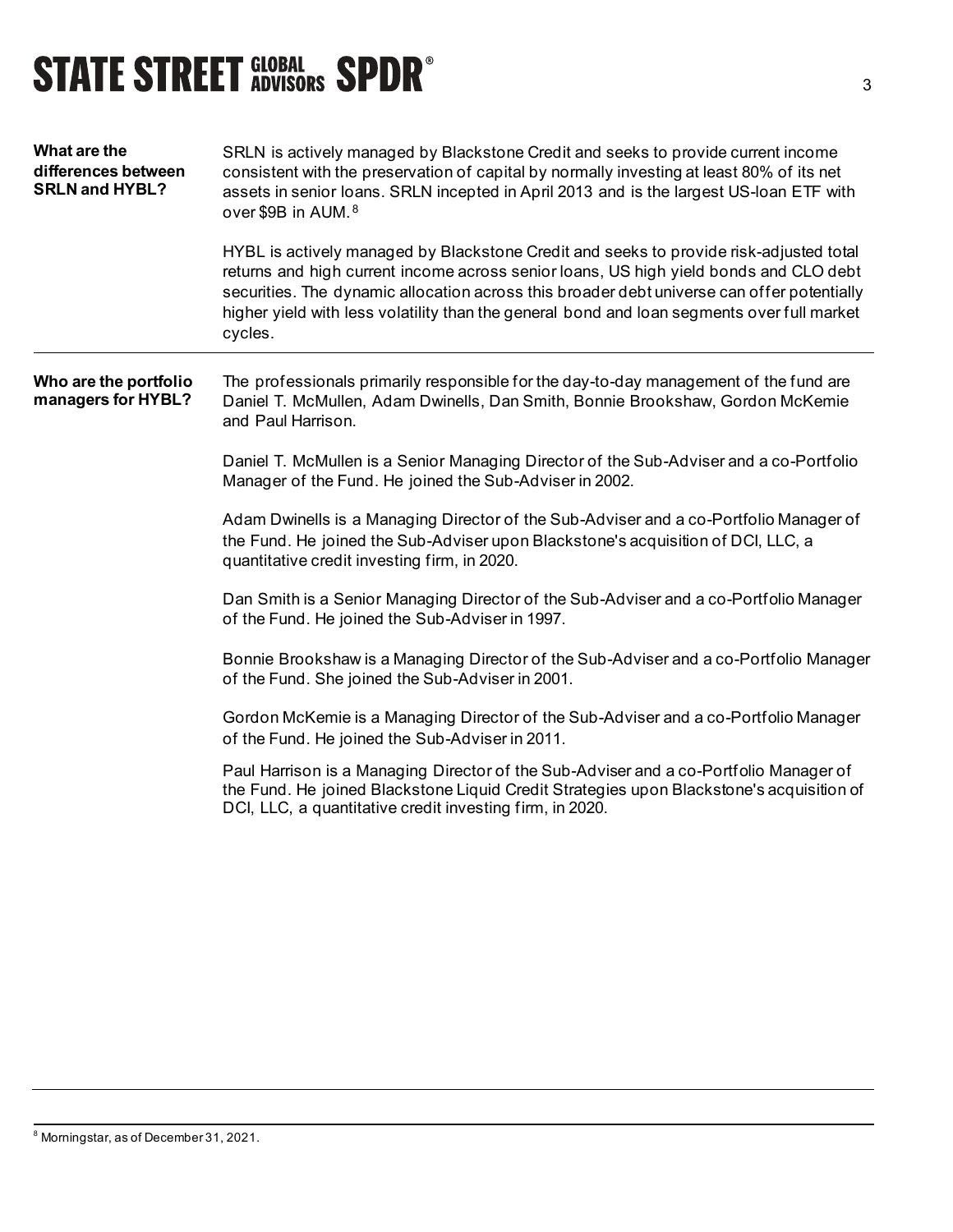**What are the differences between SRLN and HYBL?**

SRLN is actively managed by Blackstone Credit and seeks to provide current income consistent with the preservation of capital by normally investing at least 80% of its net assets in senior loans. SRLN incepted in April 2013 and is the largest US-loan ETF with over $9B in AUM.[8]

HYBL is actively managed by Blackstone Credit and seeks to provide risk-adjusted total returns and high current income across senior loans, US high yield bonds and CLO debt securities. The dynamic allocation across this broader debt universe can offer potentially higher yield with less volatility than the general bond and loan segments over full market cycles.

---

**Who are the portfolio managers for HYBL?**

The professionals primarily responsible for the day-to-day management of the fund are Daniel T. McMullen, Adam Dwinells, Dan Smith, Bonnie Brookshaw, Gordon McKemie and Paul Harrison.

Daniel T. McMullen is a Senior Managing Director of the Sub-Adviser and a co-Portfolio Manager of the Fund. He joined the Sub-Adviser in 2002.

Adam Dwinells is a Managing Director of the Sub-Adviser and a co-Portfolio Manager of the Fund. He joined the Sub-Adviser upon Blackstone's acquisition of DCI, LLC, a quantitative credit investing firm, in 2020.

Dan Smith is a Senior Managing Director of the Sub-Adviser and a co-Portfolio Manager of the Fund. He joined the Sub-Adviser in 1997.

Bonnie Brookshaw is a Managing Director of the Sub-Adviser and a co-Portfolio Manager of the Fund. She joined the Sub-Adviser in 2001.

Gordon McKemie is a Managing Director of the Sub-Adviser and a co-Portfolio Manager of the Fund. He joined the Sub-Adviser in 2011.

Paul Harrison is a Managing Director of the Sub-Adviser and a co-Portfolio Manager of the Fund. He joined Blackstone Liquid Credit Strategies upon Blackstone's acquisition of DCI, LLC, a quantitative credit investing firm, in 2020.

---

[8] Morningstar, as of December 31, 2021.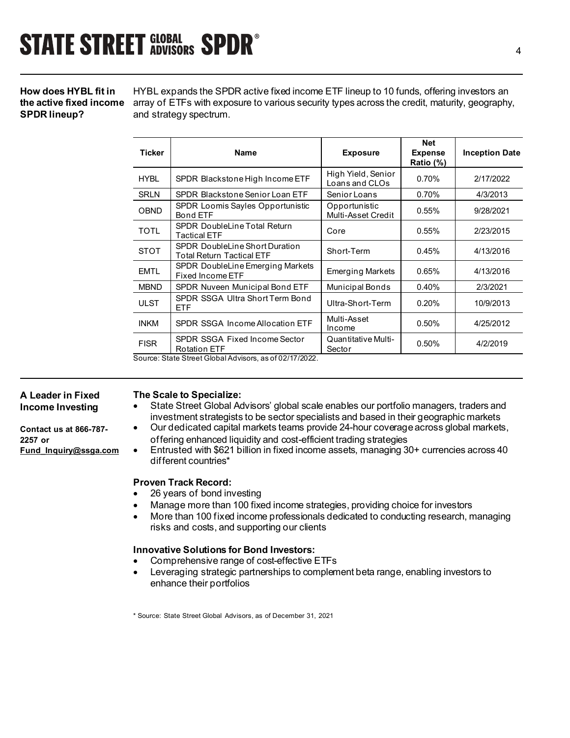**How does HYBL fit in the active fixed income SPDR lineup?**

HYBL expands the SPDR active fixed income ETF lineup to 10 funds, offering investors an array of ETFs with exposure to various security types across the credit, maturity, geography, and strategy spectrum.

| Ticker | Name | Exposure | Net Expense Ratio (%) | Inception Date |
|---|---|---|---|---|
| HYBL | SPDR Blackstone High Income ETF | High Yield, Senior Loans and CLOs | 0.70% | 2/17/2022 |
| SRLN | SPDR Blackstone Senior Loan ETF | Senior Loans | 0.70% | 4/3/2013 |
| OBND | SPDR Loomis Sayles Opportunistic Bond ETF | Opportunistic Multi-Asset Credit | 0.55% | 9/28/2021 |
| TOTL | SPDR DoubleLine Total Return Tactical ETF | Core | 0.55% | 2/23/2015 |
| STOT | SPDR DoubleLine Short Duration Total Return Tactical ETF | Short-Term | 0.45% | 4/13/2016 |
| EMTL | SPDR DoubleLine Emerging Markets Fixed Income ETF | Emerging Markets | 0.65% | 4/13/2016 |
| MBND | SPDR Nuveen Municipal Bond ETF | Municipal Bonds | 0.40% | 2/3/2021 |
| ULST | SPDR SSGA Ultra Short Term Bond ETF | Ultra-Short-Term | 0.20% | 10/9/2013 |
| INKM | SPDR SSGA Income Allocation ETF | Multi-Asset Income | 0.50% | 4/25/2012 |
| FISR | SPDR SSGA Fixed Income Sector Rotation ETF | Quantitative Multi-Sector | 0.50% | 4/2/2019 |

Source: State Street Global Advisors, as of 02/17/2022.

**A Leader in Fixed Income Investing**

**Contact us at 866-787-2257 or Fund_Inquiry@ssga.com**

**The Scale to Specialize:**

- State Street Global Advisors' global scale enables our portfolio managers, traders and investment strategists to be sector specialists and based in their geographic markets
- Our dedicated capital markets teams provide 24-hour coverage across global markets, offering enhanced liquidity and cost-efficient trading strategies
- Entrusted with $621 billion in fixed income assets, managing 30+ currencies across 40 different countries*

**Proven Track Record:**

- 26 years of bond investing
- Manage more than 100 fixed income strategies, providing choice for investors
- More than 100 fixed income professionals dedicated to conducting research, managing risks and costs, and supporting our clients

**Innovative Solutions for Bond Investors:**

- Comprehensive range of cost-effective ETFs
- Leveraging strategic partnerships to complement beta range, enabling investors to enhance their portfolios

\* Source: State Street Global Advisors, as of December 31, 2021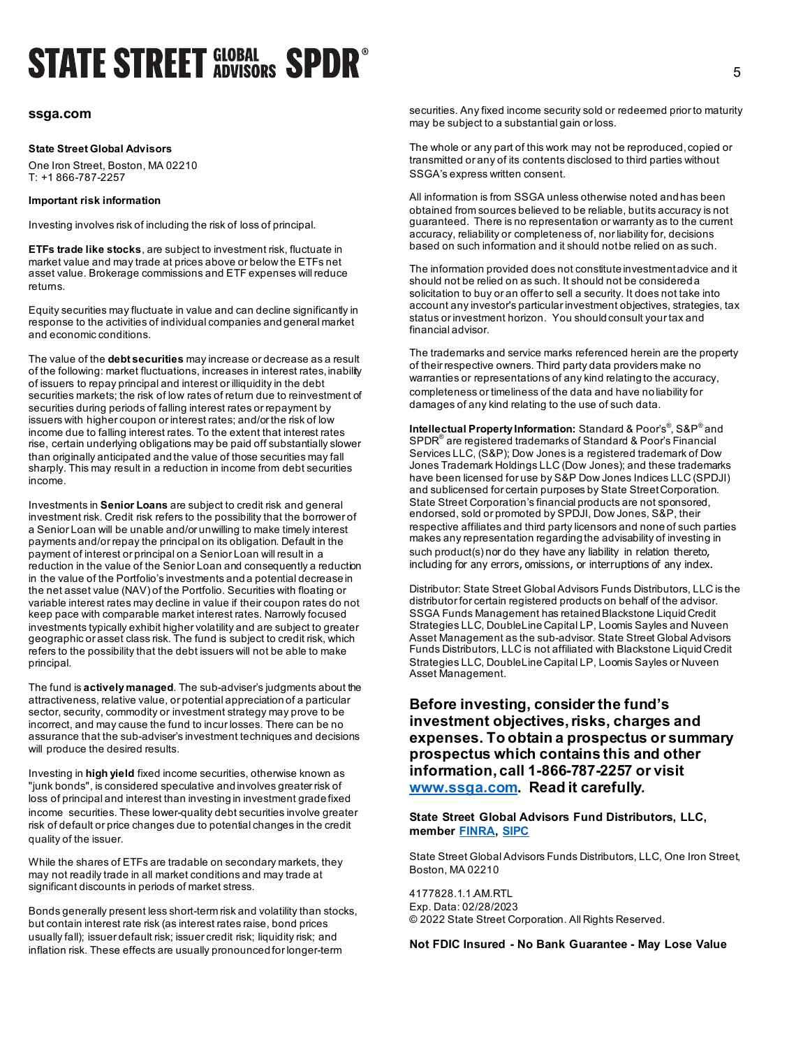**ssga.com**

**State Street Global Advisors**

One Iron Street, Boston, MA 02210
T: +1 866-787-2257

**Important risk information**

Investing involves risk of including the risk of loss of principal.

**ETFs trade like stocks**, are subject to investment risk, fluctuate in market value and may trade at prices above or below the ETFs net asset value. Brokerage commissions and ETF expenses will reduce returns.

Equity securities may fluctuate in value and can decline significantly in response to the activities of individual companies and general market and economic conditions.

The value of the **debt securities** may increase or decrease as a result of the following: market fluctuations, increases in interest rates, inability of issuers to repay principal and interest or illiquidity in the debt securities markets; the risk of low rates of return due to reinvestment of securities during periods of falling interest rates or repayment by issuers with higher coupon or interest rates; and/or the risk of low income due to falling interest rates. To the extent that interest rates rise, certain underlying obligations may be paid off substantially slower than originally anticipated and the value of those securities may fall sharply. This may result in a reduction in income from debt securities income.

Investments in **Senior Loans** are subject to credit risk and general investment risk. Credit risk refers to the possibility that the borrower of a Senior Loan will be unable and/or unwilling to make timely interest payments and/or repay the principal on its obligation. Default in the payment of interest or principal on a Senior Loan will result in a reduction in the value of the Senior Loan and consequently a reduction in the value of the Portfolio's investments and a potential decrease in the net asset value (NAV) of the Portfolio. Securities with floating or variable interest rates may decline in value if their coupon rates do not keep pace with comparable market interest rates. Narrowly focused investments typically exhibit higher volatility and are subject to greater geographic or asset class risk. The fund is subject to credit risk, which refers to the possibility that the debt issuers will not be able to make principal.

The fund is **actively managed**. The sub-adviser's judgments about the attractiveness, relative value, or potential appreciation of a particular sector, security, commodity or investment strategy may prove to be incorrect, and may cause the fund to incur losses. There can be no assurance that the sub-adviser's investment techniques and decisions will produce the desired results.

Investing in **high yield** fixed income securities, otherwise known as "junk bonds", is considered speculative and involves greater risk of loss of principal and interest than investing in investment grade fixed income securities. These lower-quality debt securities involve greater risk of default or price changes due to potential changes in the credit quality of the issuer.

While the shares of ETFs are tradable on secondary markets, they may not readily trade in all market conditions and may trade at significant discounts in periods of market stress.

Bonds generally present less short-term risk and volatility than stocks, but contain interest rate risk (as interest rates raise, bond prices usually fall); issuer default risk; issuer credit risk; liquidity risk; and inflation risk. These effects are usually pronounced for longer-term securities. Any fixed income security sold or redeemed prior to maturity may be subject to a substantial gain or loss.

The whole or any part of this work may not be reproduced, copied or transmitted or any of its contents disclosed to third parties without SSGA's express written consent.

All information is from SSGA unless otherwise noted and has been obtained from sources believed to be reliable, but its accuracy is not guaranteed. There is no representation or warranty as to the current accuracy, reliability or completeness of, nor liability for, decisions based on such information and it should not be relied on as such.

The information provided does not constitute investment advice and it should not be relied on as such. It should not be considered a solicitation to buy or an offer to sell a security. It does not take into account any investor's particular investment objectives, strategies, tax status or investment horizon. You should consult your tax and financial advisor.

The trademarks and service marks referenced herein are the property of their respective owners. Third party data providers make no warranties or representations of any kind relating to the accuracy, completeness or timeliness of the data and have no liability for damages of any kind relating to the use of such data.

**Intellectual Property Information:** Standard & Poor's®, S&P® and SPDR® are registered trademarks of Standard & Poor's Financial Services LLC (S&P); Dow Jones is a registered trademark of Dow Jones Trademark Holdings LLC (Dow Jones); and these trademarks have been licensed for use by S&P Dow Jones Indices LLC (SPDJI) and sublicensed for certain purposes by State Street Corporation. State Street Corporation's financial products are not sponsored, endorsed, sold or promoted by SPDJI, Dow Jones, S&P, their respective affiliates and third party licensors and none of such parties makes any representation regarding the advisability of investing in such product(s) nor do they have any liability in relation thereto, including for any errors, omissions, or interruptions of any index.

Distributor: State Street Global Advisors Funds Distributors, LLC is the distributor for certain registered products on behalf of the advisor. SSGA Funds Management has retained Blackstone Liquid Credit Strategies LLC, DoubleLine Capital LP, Loomis Sayles and Nuveen Asset Management as the sub-advisor. State Street Global Advisors Funds Distributors, LLC is not affiliated with Blackstone Liquid Credit Strategies LLC, DoubleLine Capital LP, Loomis Sayles or Nuveen Asset Management.

**Before investing, consider the fund's investment objectives, risks, charges and expenses. To obtain a prospectus or summary prospectus which contains this and other information, call 1-866-787-2257 or visit www.ssga.com. Read it carefully.**

**State Street Global Advisors Fund Distributors, LLC, member FINRA, SIPC**

State Street Global Advisors Funds Distributors, LLC, One Iron Street, Boston, MA 02210

4177828.1.1.AM.RTL
Exp. Data: 02/28/2023
© 2022 State Street Corporation. All Rights Reserved.

**Not FDIC Insured - No Bank Guarantee - May Lose Value**